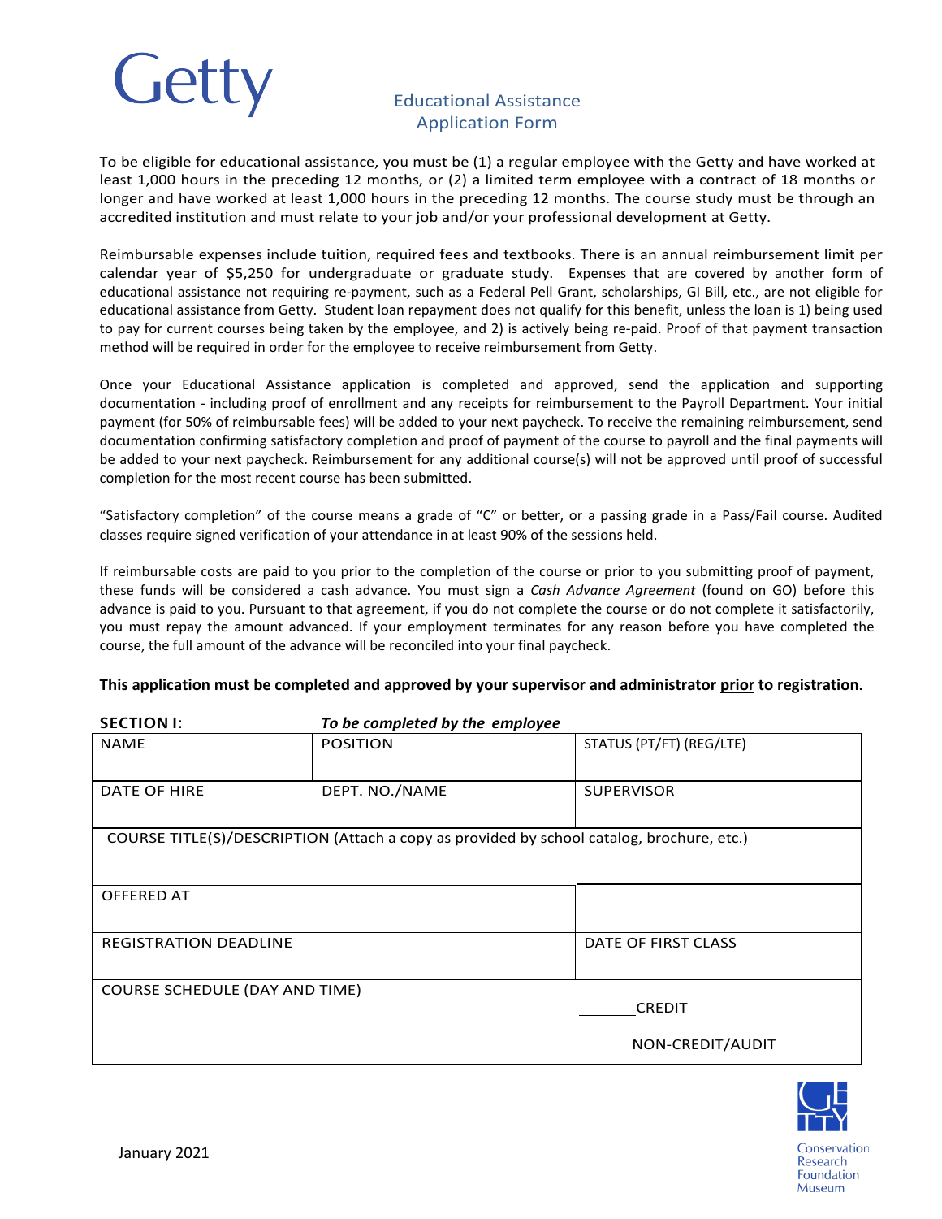# Getty

## Educational Assistance Application Form

To be eligible for educational assistance, you must be (1) a regular employee with the Getty and have worked at least 1,000 hours in the preceding 12 months, or (2) a limited term employee with a contract of 18 months or longer and have worked at least 1,000 hours in the preceding 12 months. The course study must be through an accredited institution and must relate to your job and/or your professional development at Getty.

Reimbursable expenses include tuition, required fees and textbooks. There is an annual reimbursement limit per calendar year of $5,250 for undergraduate or graduate study. Expenses that are covered by another form of educational assistance not requiring re-payment, such as a Federal Pell Grant, scholarships, GI Bill, etc., are not eligible for educational assistance from Getty. Student loan repayment does not qualify for this benefit, unless the loan is 1) being used to pay for current courses being taken by the employee, and 2) is actively being re-paid. Proof of that payment transaction method will be required in order for the employee to receive reimbursement from Getty.

Once your Educational Assistance application is completed and approved, send the application and supporting documentation - including proof of enrollment and any receipts for reimbursement to the Payroll Department. Your initial payment (for 50% of reimbursable fees) will be added to your next paycheck. To receive the remaining reimbursement, send documentation confirming satisfactory completion and proof of payment of the course to payroll and the final payments will be added to your next paycheck. Reimbursement for any additional course(s) will not be approved until proof of successful completion for the most recent course has been submitted.

"Satisfactory completion" of the course means a grade of "C" or better, or a passing grade in a Pass/Fail course. Audited classes require signed verification of your attendance in at least 90% of the sessions held.

If reimbursable costs are paid to you prior to the completion of the course or prior to you submitting proof of payment, these funds will be considered a cash advance. You must sign a *Cash Advance Agreement* (found on GO) before this advance is paid to you. Pursuant to that agreement, if you do not complete the course or do not complete it satisfactorily, you must repay the amount advanced. If your employment terminates for any reason before you have completed the course, the full amount of the advance will be reconciled into your final paycheck.

**This application must be completed and approved by your supervisor and administrator prior to registration.**

**SECTION I:** ***To be completed by the employee***

| NAME | POSITION | STATUS (PT/FT) (REG/LTE) |
|---|---|---|
| DATE OF HIRE | DEPT. NO./NAME | SUPERVISOR |
| COURSE TITLE(S)/DESCRIPTION (Attach a copy as provided by school catalog, brochure, etc.) | | |
| OFFERED AT | | |
| REGISTRATION DEADLINE | | DATE OF FIRST CLASS |
| COURSE SCHEDULE (DAY AND TIME) | | _____ CREDIT<br>_____ NON-CREDIT/AUDIT |

January 2021

Getty Conservation Research Foundation Museum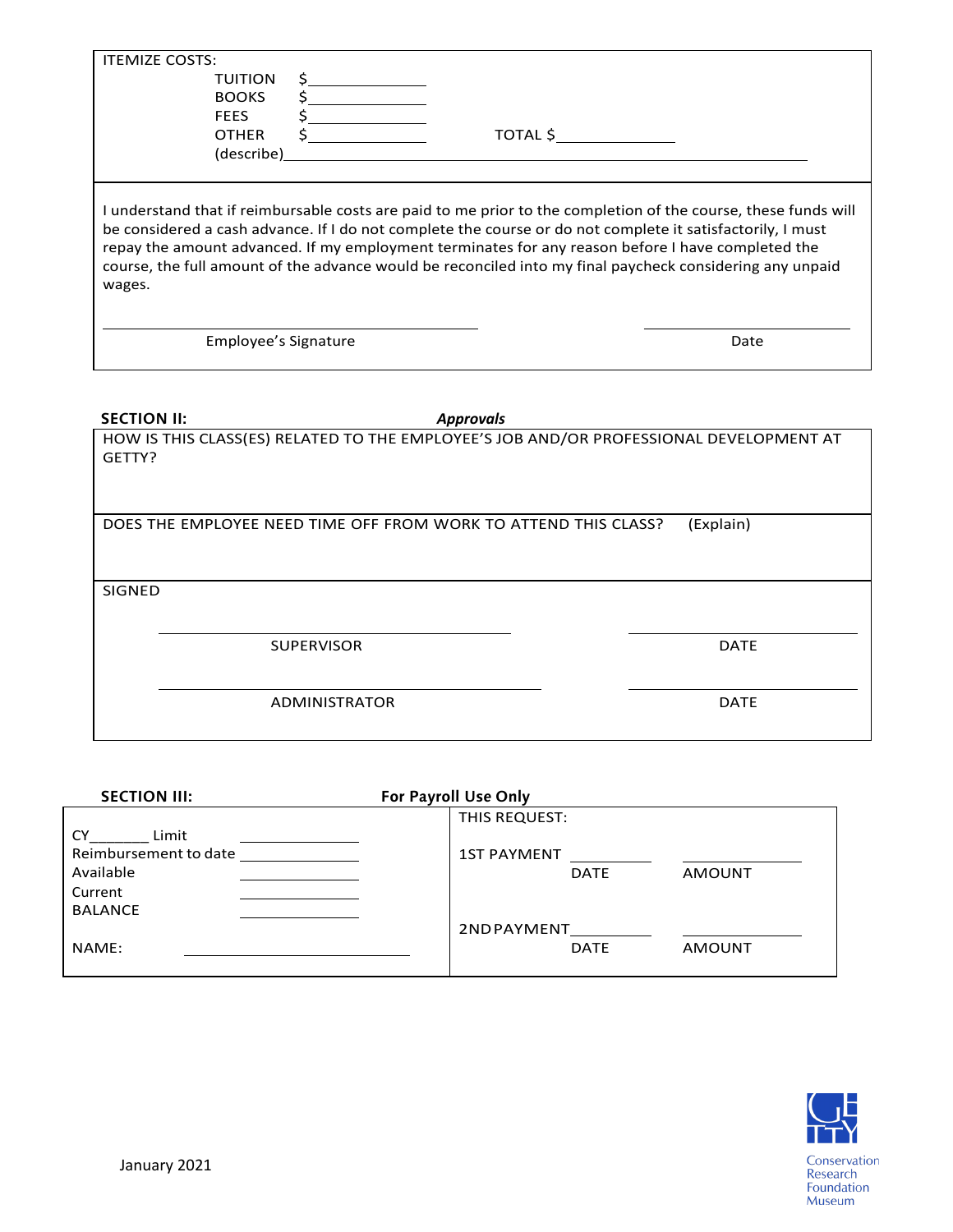ITEMIZE COSTS:

TUITION $______________
BOOKS $______________
FEES $______________
OTHER $______________ TOTAL $______________
(describe)____________________________________________________________

I understand that if reimbursable costs are paid to me prior to the completion of the course, these funds will be considered a cash advance. If I do not complete the course or do not complete it satisfactorily, I must repay the amount advanced. If my employment terminates for any reason before I have completed the course, the full amount of the advance would be reconciled into my final paycheck considering any unpaid wages.

______________________________ ______________
Employee's Signature Date

**SECTION II:** ***Approvals***

HOW IS THIS CLASS(ES) RELATED TO THE EMPLOYEE'S JOB AND/OR PROFESSIONAL DEVELOPMENT AT GETTY?

DOES THE EMPLOYEE NEED TIME OFF FROM WORK TO ATTEND THIS CLASS? (Explain)

SIGNED

______________________________ ______________
SUPERVISOR DATE

______________________________ ______________
ADMINISTRATOR DATE

**SECTION III:** **For Payroll Use Only**

| | |
|---|---|
| CY_______ Limit ______________ | THIS REQUEST: |
| Reimbursement to date ______________ | 1ST PAYMENT __________ DATE __________ AMOUNT |
| Available ______________ | |
| Current ______________ | |
| BALANCE ______________ | 2ND PAYMENT __________ DATE __________ AMOUNT |
| NAME: ______________________ | |

January 2021

Conservation
Research
Foundation
Museum